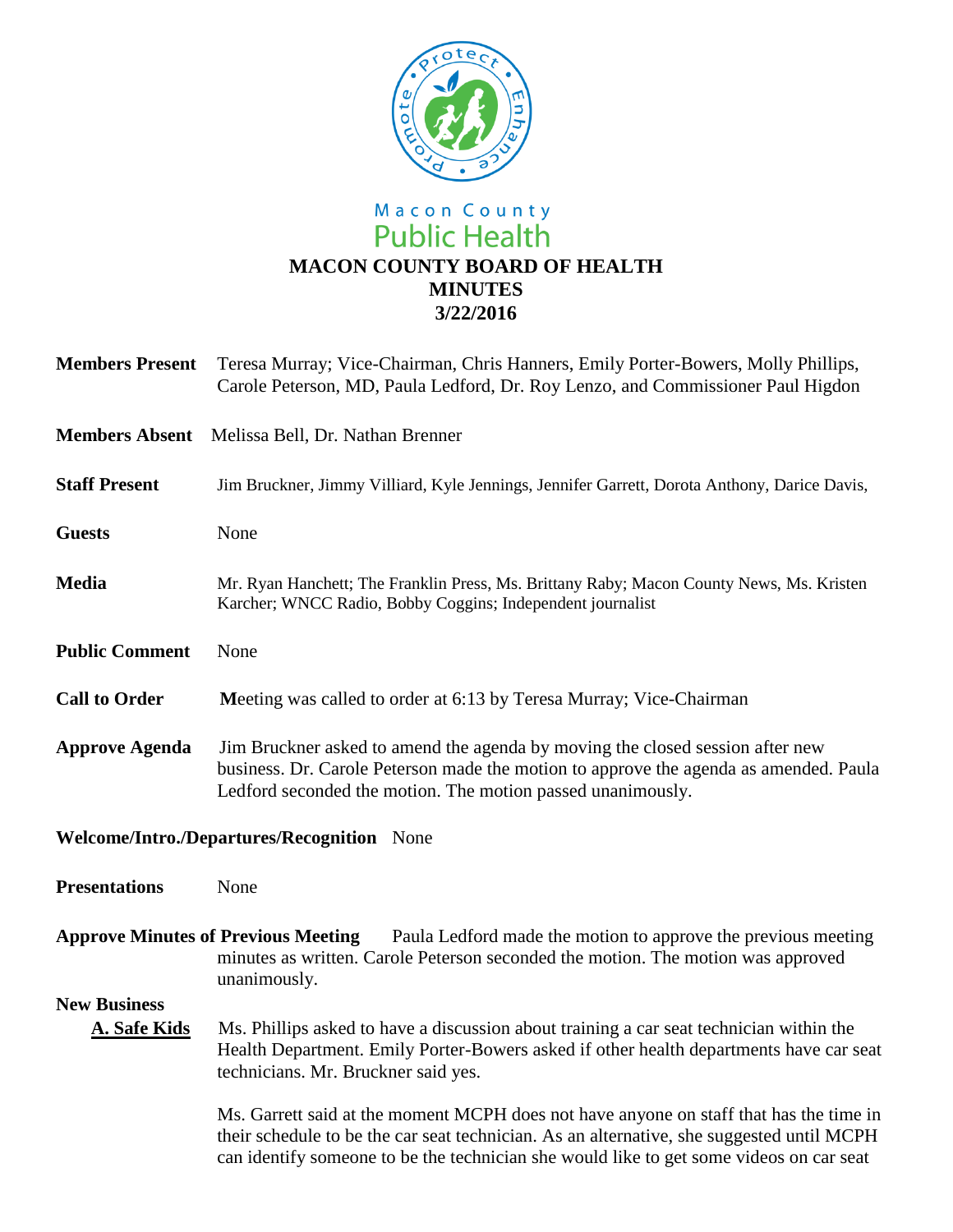Macon County
Public Health

# MACON COUNTY BOARD OF HEALTH
## MINUTES
## 3/22/2016

**Members Present** Teresa Murray; Vice-Chairman, Chris Hanners, Emily Porter-Bowers, Molly Phillips, Carole Peterson, MD, Paula Ledford, Dr. Roy Lenzo, and Commissioner Paul Higdon

**Members Absent** Melissa Bell, Dr. Nathan Brenner

**Staff Present** Jim Bruckner, Jimmy Villiard, Kyle Jennings, Jennifer Garrett, Dorota Anthony, Darice Davis,

**Guests** None

**Media** Mr. Ryan Hanchett; The Franklin Press, Ms. Brittany Raby; Macon County News, Ms. Kristen Karcher; WNCC Radio, Bobby Coggins; Independent journalist

**Public Comment** None

**Call to Order** Meeting was called to order at 6:13 by Teresa Murray; Vice-Chairman

**Approve Agenda** Jim Bruckner asked to amend the agenda by moving the closed session after new business. Dr. Carole Peterson made the motion to approve the agenda as amended. Paula Ledford seconded the motion. The motion passed unanimously.

**Welcome/Intro./Departures/Recognition** None

**Presentations** None

**Approve Minutes of Previous Meeting** Paula Ledford made the motion to approve the previous meeting minutes as written. Carole Peterson seconded the motion. The motion was approved unanimously.

**New Business**

**A. Safe Kids** Ms. Phillips asked to have a discussion about training a car seat technician within the Health Department. Emily Porter-Bowers asked if other health departments have car seat technicians. Mr. Bruckner said yes.

Ms. Garrett said at the moment MCPH does not have anyone on staff that has the time in their schedule to be the car seat technician. As an alternative, she suggested until MCPH can identify someone to be the technician she would like to get some videos on car seat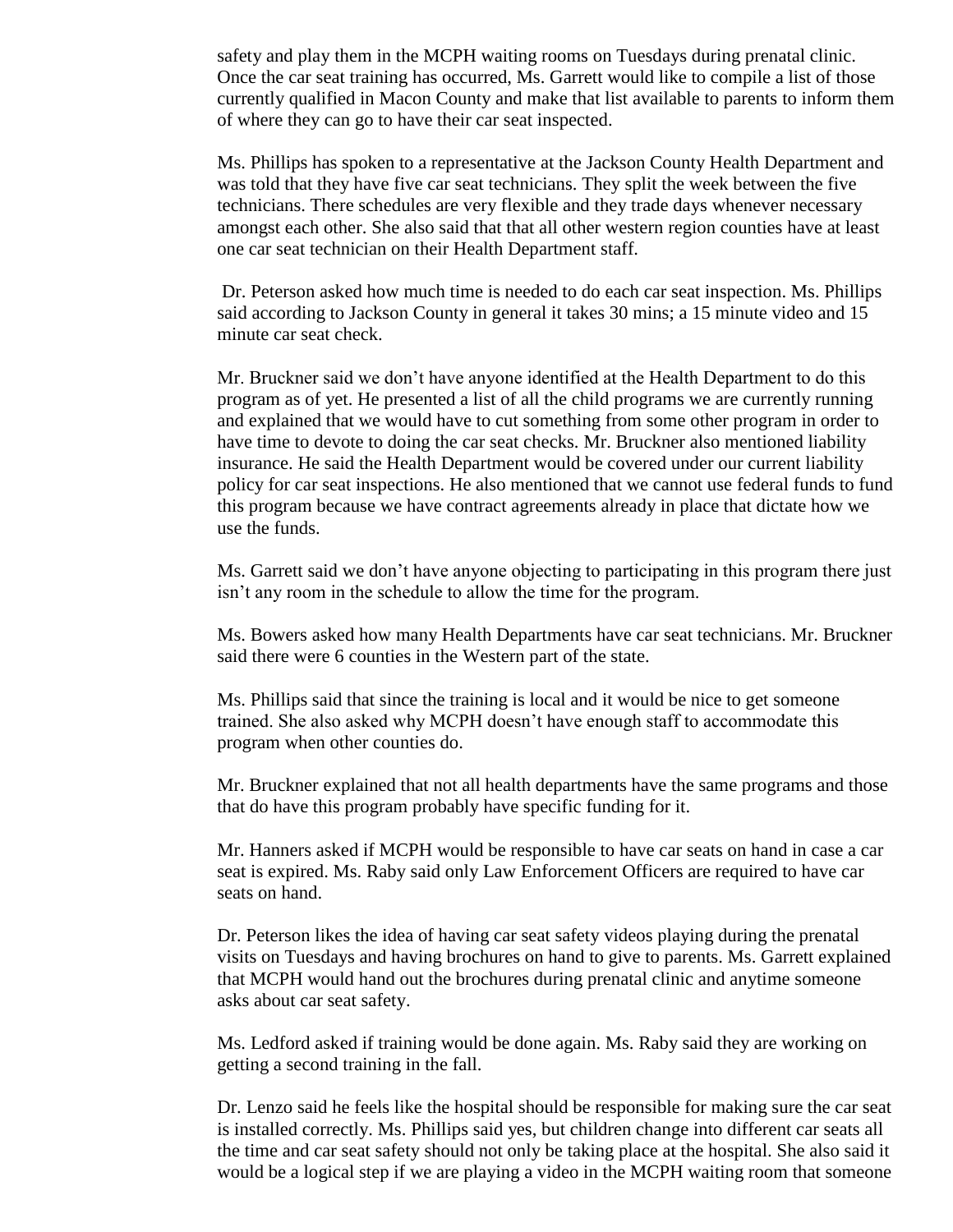safety and play them in the MCPH waiting rooms on Tuesdays during prenatal clinic. Once the car seat training has occurred, Ms. Garrett would like to compile a list of those currently qualified in Macon County and make that list available to parents to inform them of where they can go to have their car seat inspected.

Ms. Phillips has spoken to a representative at the Jackson County Health Department and was told that they have five car seat technicians. They split the week between the five technicians. There schedules are very flexible and they trade days whenever necessary amongst each other. She also said that that all other western region counties have at least one car seat technician on their Health Department staff.

Dr. Peterson asked how much time is needed to do each car seat inspection. Ms. Phillips said according to Jackson County in general it takes 30 mins; a 15 minute video and 15 minute car seat check.

Mr. Bruckner said we don't have anyone identified at the Health Department to do this program as of yet. He presented a list of all the child programs we are currently running and explained that we would have to cut something from some other program in order to have time to devote to doing the car seat checks. Mr. Bruckner also mentioned liability insurance. He said the Health Department would be covered under our current liability policy for car seat inspections. He also mentioned that we cannot use federal funds to fund this program because we have contract agreements already in place that dictate how we use the funds.

Ms. Garrett said we don't have anyone objecting to participating in this program there just isn't any room in the schedule to allow the time for the program.

Ms. Bowers asked how many Health Departments have car seat technicians. Mr. Bruckner said there were 6 counties in the Western part of the state.

Ms. Phillips said that since the training is local and it would be nice to get someone trained. She also asked why MCPH doesn't have enough staff to accommodate this program when other counties do.

Mr. Bruckner explained that not all health departments have the same programs and those that do have this program probably have specific funding for it.

Mr. Hanners asked if MCPH would be responsible to have car seats on hand in case a car seat is expired. Ms. Raby said only Law Enforcement Officers are required to have car seats on hand.

Dr. Peterson likes the idea of having car seat safety videos playing during the prenatal visits on Tuesdays and having brochures on hand to give to parents. Ms. Garrett explained that MCPH would hand out the brochures during prenatal clinic and anytime someone asks about car seat safety.

Ms. Ledford asked if training would be done again. Ms. Raby said they are working on getting a second training in the fall.

Dr. Lenzo said he feels like the hospital should be responsible for making sure the car seat is installed correctly. Ms. Phillips said yes, but children change into different car seats all the time and car seat safety should not only be taking place at the hospital. She also said it would be a logical step if we are playing a video in the MCPH waiting room that someone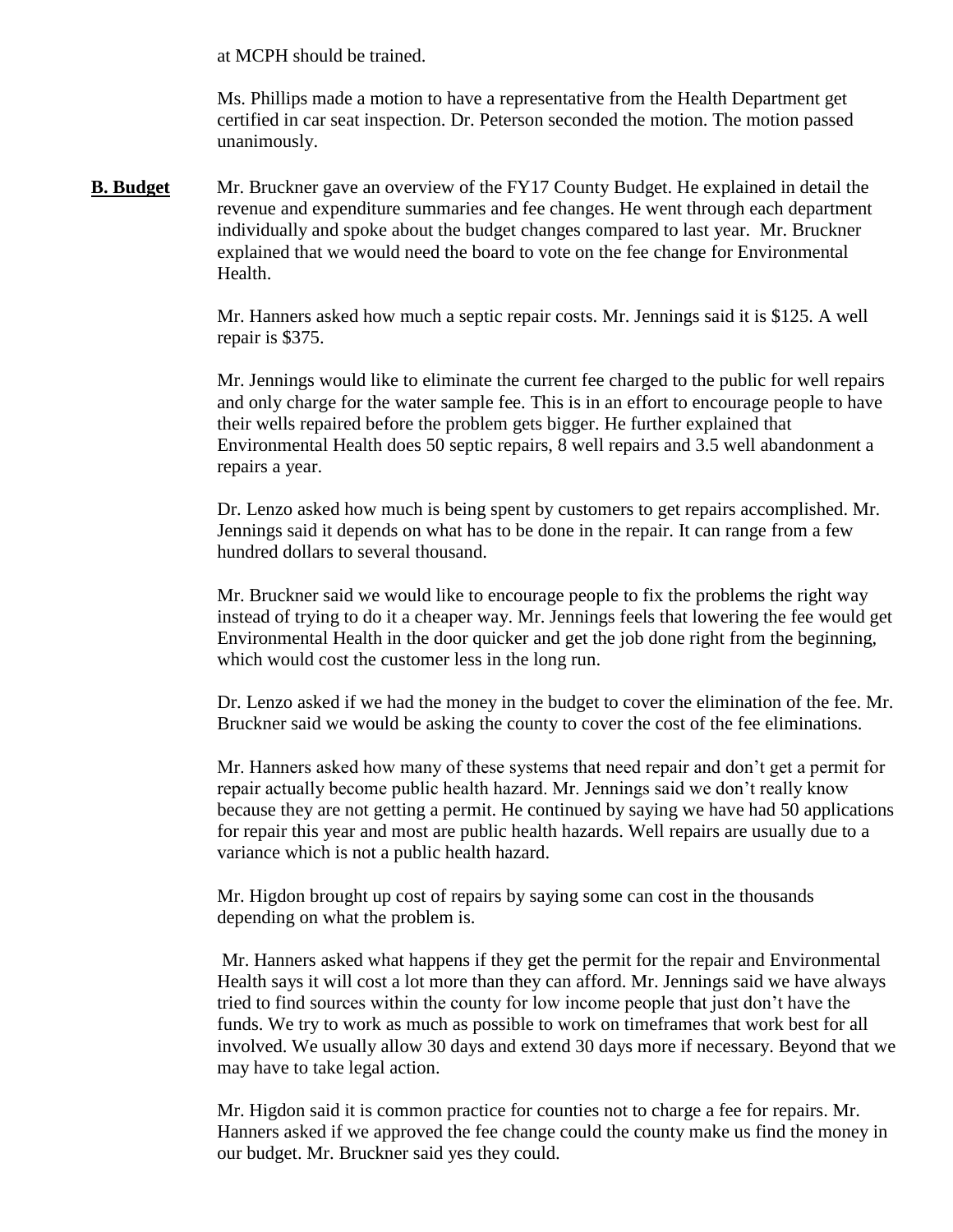at MCPH should be trained.

Ms. Phillips made a motion to have a representative from the Health Department get certified in car seat inspection. Dr. Peterson seconded the motion. The motion passed unanimously.

**B. Budget** Mr. Bruckner gave an overview of the FY17 County Budget. He explained in detail the revenue and expenditure summaries and fee changes. He went through each department individually and spoke about the budget changes compared to last year. Mr. Bruckner explained that we would need the board to vote on the fee change for Environmental Health.

Mr. Hanners asked how much a septic repair costs. Mr. Jennings said it is $125. A well repair is $375.

Mr. Jennings would like to eliminate the current fee charged to the public for well repairs and only charge for the water sample fee. This is in an effort to encourage people to have their wells repaired before the problem gets bigger. He further explained that Environmental Health does 50 septic repairs, 8 well repairs and 3.5 well abandonment a repairs a year.

Dr. Lenzo asked how much is being spent by customers to get repairs accomplished. Mr. Jennings said it depends on what has to be done in the repair. It can range from a few hundred dollars to several thousand.

Mr. Bruckner said we would like to encourage people to fix the problems the right way instead of trying to do it a cheaper way. Mr. Jennings feels that lowering the fee would get Environmental Health in the door quicker and get the job done right from the beginning, which would cost the customer less in the long run.

Dr. Lenzo asked if we had the money in the budget to cover the elimination of the fee. Mr. Bruckner said we would be asking the county to cover the cost of the fee eliminations.

Mr. Hanners asked how many of these systems that need repair and don't get a permit for repair actually become public health hazard. Mr. Jennings said we don't really know because they are not getting a permit. He continued by saying we have had 50 applications for repair this year and most are public health hazards. Well repairs are usually due to a variance which is not a public health hazard.

Mr. Higdon brought up cost of repairs by saying some can cost in the thousands depending on what the problem is.

Mr. Hanners asked what happens if they get the permit for the repair and Environmental Health says it will cost a lot more than they can afford. Mr. Jennings said we have always tried to find sources within the county for low income people that just don't have the funds. We try to work as much as possible to work on timeframes that work best for all involved. We usually allow 30 days and extend 30 days more if necessary. Beyond that we may have to take legal action.

Mr. Higdon said it is common practice for counties not to charge a fee for repairs. Mr. Hanners asked if we approved the fee change could the county make us find the money in our budget. Mr. Bruckner said yes they could.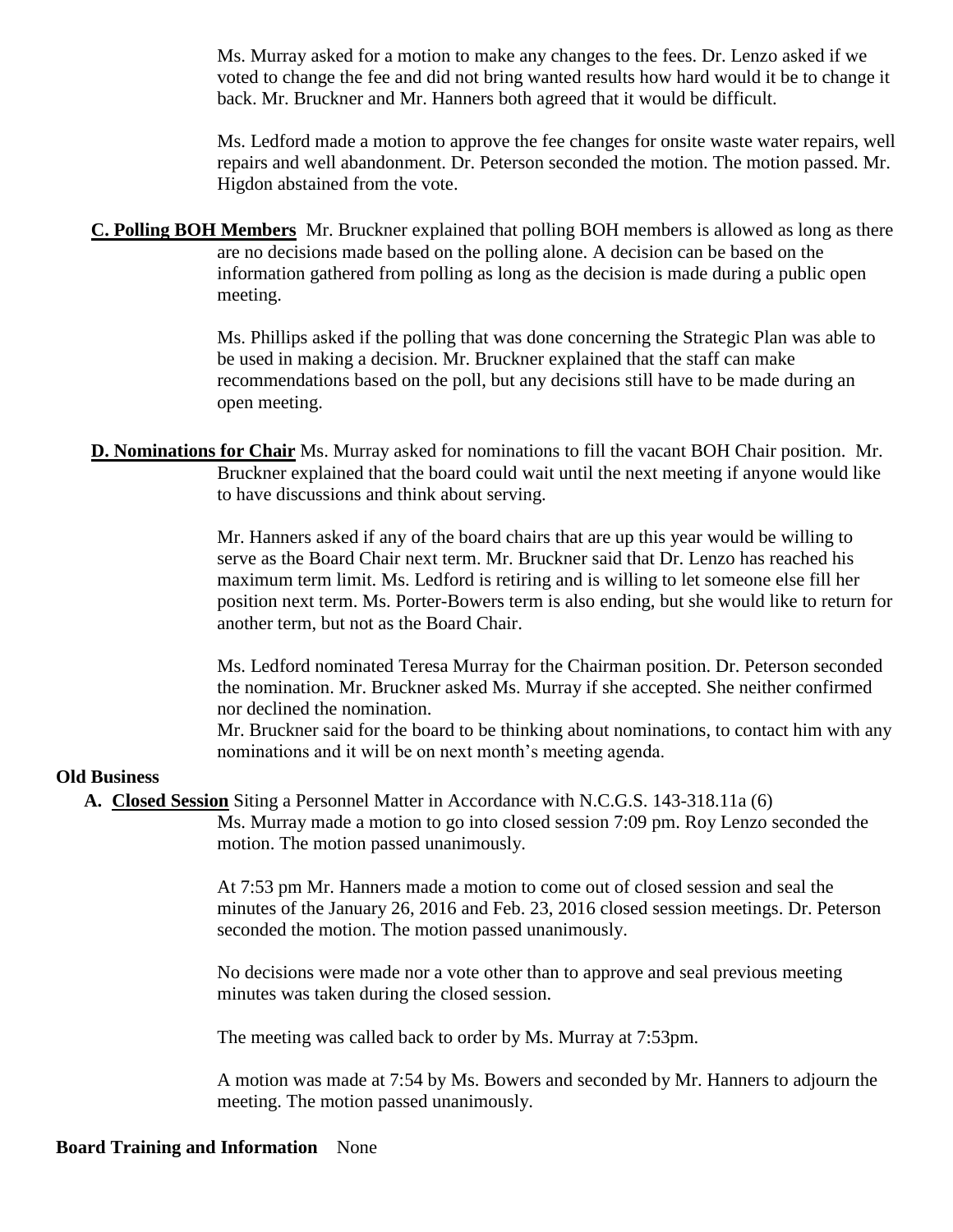Ms. Murray asked for a motion to make any changes to the fees. Dr. Lenzo asked if we voted to change the fee and did not bring wanted results how hard would it be to change it back. Mr. Bruckner and Mr. Hanners both agreed that it would be difficult.

Ms. Ledford made a motion to approve the fee changes for onsite waste water repairs, well repairs and well abandonment. Dr. Peterson seconded the motion. The motion passed. Mr. Higdon abstained from the vote.

**C. Polling BOH Members** Mr. Bruckner explained that polling BOH members is allowed as long as there are no decisions made based on the polling alone. A decision can be based on the information gathered from polling as long as the decision is made during a public open meeting.

Ms. Phillips asked if the polling that was done concerning the Strategic Plan was able to be used in making a decision. Mr. Bruckner explained that the staff can make recommendations based on the poll, but any decisions still have to be made during an open meeting.

**D. Nominations for Chair** Ms. Murray asked for nominations to fill the vacant BOH Chair position. Mr. Bruckner explained that the board could wait until the next meeting if anyone would like to have discussions and think about serving.

Mr. Hanners asked if any of the board chairs that are up this year would be willing to serve as the Board Chair next term. Mr. Bruckner said that Dr. Lenzo has reached his maximum term limit. Ms. Ledford is retiring and is willing to let someone else fill her position next term. Ms. Porter-Bowers term is also ending, but she would like to return for another term, but not as the Board Chair.

Ms. Ledford nominated Teresa Murray for the Chairman position. Dr. Peterson seconded the nomination. Mr. Bruckner asked Ms. Murray if she accepted. She neither confirmed nor declined the nomination.
Mr. Bruckner said for the board to be thinking about nominations, to contact him with any nominations and it will be on next month's meeting agenda.

**Old Business**

**A. Closed Session** Siting a Personnel Matter in Accordance with N.C.G.S. 143-318.11a (6)
Ms. Murray made a motion to go into closed session 7:09 pm. Roy Lenzo seconded the motion. The motion passed unanimously.

At 7:53 pm Mr. Hanners made a motion to come out of closed session and seal the minutes of the January 26, 2016 and Feb. 23, 2016 closed session meetings. Dr. Peterson seconded the motion. The motion passed unanimously.

No decisions were made nor a vote other than to approve and seal previous meeting minutes was taken during the closed session.

The meeting was called back to order by Ms. Murray at 7:53pm.

A motion was made at 7:54 by Ms. Bowers and seconded by Mr. Hanners to adjourn the meeting. The motion passed unanimously.

**Board Training and Information** None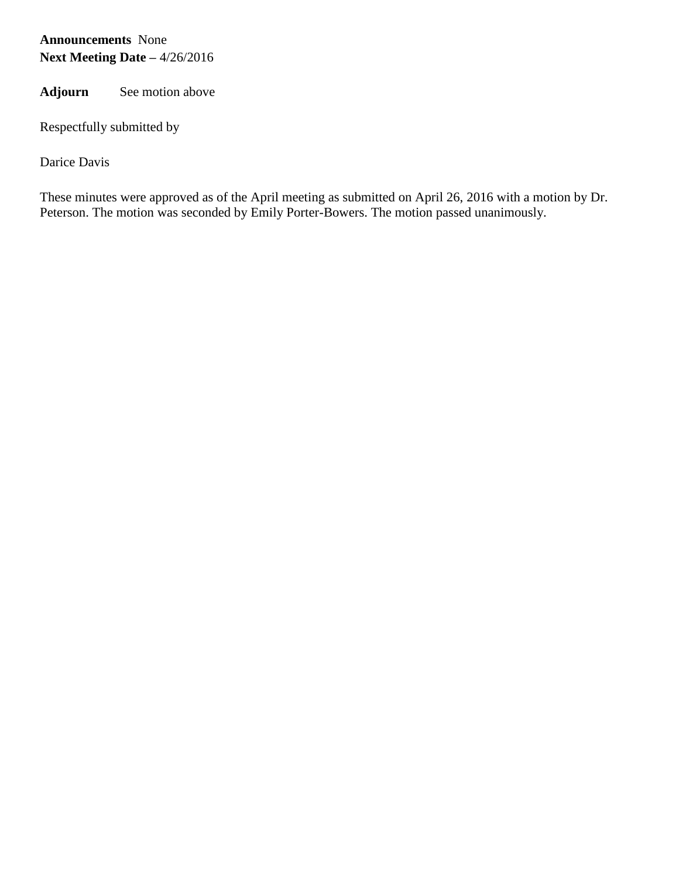**Announcements** None
**Next Meeting Date –** 4/26/2016

**Adjourn** See motion above

Respectfully submitted by

Darice Davis

These minutes were approved as of the April meeting as submitted on April 26, 2016 with a motion by Dr. Peterson. The motion was seconded by Emily Porter-Bowers. The motion passed unanimously.